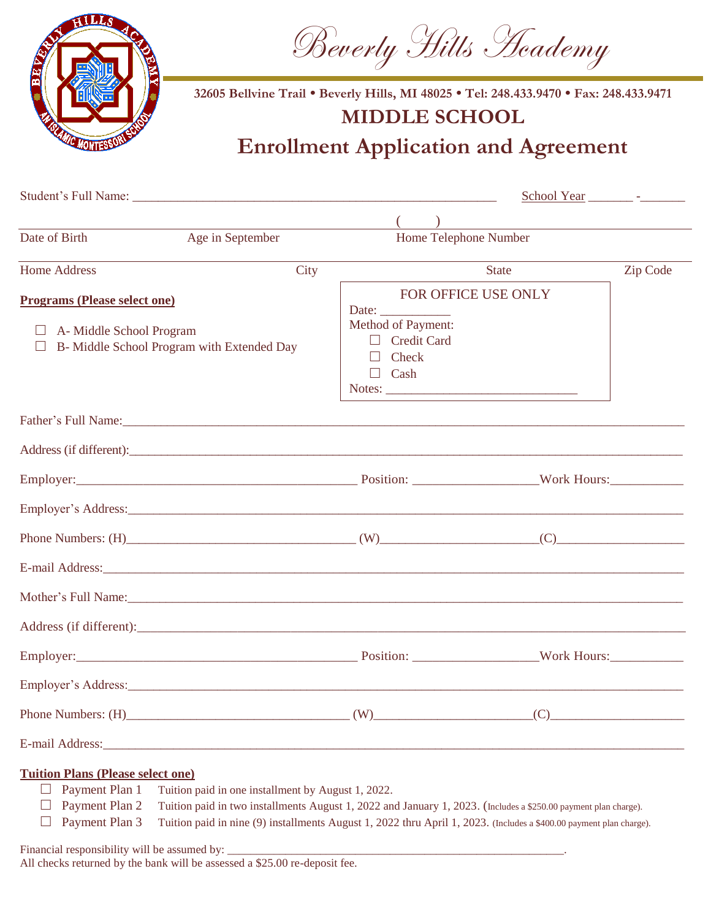# Beverly Hills Academy

32605 Bellvine Trail • Beverly Hills, MI 48025 • Tel: 248.433.9470 • Fax: 248.433.9471

## MIDDLE SCHOOL

## Enrollment Application and Agreement

Student's Full Name: ______________________________________________ School Year _______ - _______

Date of Birth ____________ Age in September ____________ Home Telephone Number (      ) ____________

Home Address ____________ City ____________ State ____________ Zip Code ____________

**Programs (Please select one)**

- ☐ A- Middle School Program
- ☐ B- Middle School Program with Extended Day

FOR OFFICE USE ONLY

Date: ___________

Method of Payment:

- ☐ Credit Card
- ☐ Check
- ☐ Cash

Notes: _____________________________

Father's Full Name:_______________________________________________________________________________

Address (if different):____________________________________________________________________________

Employer:___________________________________________ Position: __________________Work Hours:___________

Employer's Address:_______________________________________________________________________________

Phone Numbers: (H)__________________________________ (W)______________________(C)__________________

E-mail Address:___________________________________________________________________________________

Mother's Full Name:_______________________________________________________________________________

Address (if different):____________________________________________________________________________

Employer:___________________________________________ Position: __________________Work Hours:___________

Employer's Address:_______________________________________________________________________________

Phone Numbers: (H)__________________________________ (W)______________________(C)__________________

E-mail Address:___________________________________________________________________________________

**Tuition Plans (Please select one)**

- ☐ Payment Plan 1 Tuition paid in one installment by August 1, 2022.
- ☐ Payment Plan 2 Tuition paid in two installments August 1, 2022 and January 1, 2023. (Includes a $250.00 payment plan charge).
- ☐ Payment Plan 3 Tuition paid in nine (9) installments August 1, 2022 thru April 1, 2023. (Includes a $400.00 payment plan charge).

Financial responsibility will be assumed by: _______________________________________________________.

All checks returned by the bank will be assessed a $25.00 re-deposit fee.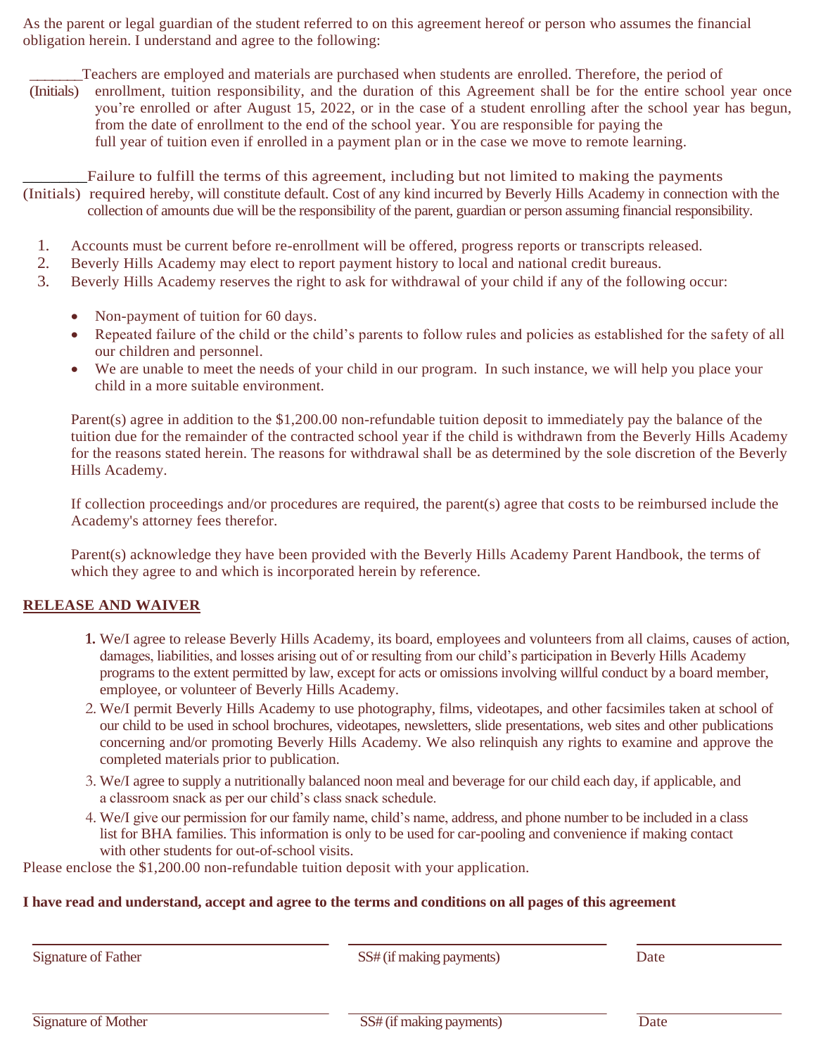As the parent or legal guardian of the student referred to on this agreement hereof or person who assumes the financial obligation herein. I understand and agree to the following:

_______Teachers are employed and materials are purchased when students are enrolled. Therefore, the period of (Initials) enrollment, tuition responsibility, and the duration of this Agreement shall be for the entire school year once you're enrolled or after August 15, 2022, or in the case of a student enrolling after the school year has begun, from the date of enrollment to the end of the school year. You are responsible for paying the full year of tuition even if enrolled in a payment plan or in the case we move to remote learning.

________Failure to fulfill the terms of this agreement, including but not limited to making the payments (Initials) required hereby, will constitute default. Cost of any kind incurred by Beverly Hills Academy in connection with the collection of amounts due will be the responsibility of the parent, guardian or person assuming financial responsibility.

1. Accounts must be current before re-enrollment will be offered, progress reports or transcripts released.
2. Beverly Hills Academy may elect to report payment history to local and national credit bureaus.
3. Beverly Hills Academy reserves the right to ask for withdrawal of your child if any of the following occur:
   - Non-payment of tuition for 60 days.
   - Repeated failure of the child or the child's parents to follow rules and policies as established for the safety of all our children and personnel.
   - We are unable to meet the needs of your child in our program. In such instance, we will help you place your child in a more suitable environment.

Parent(s) agree in addition to the $1,200.00 non-refundable tuition deposit to immediately pay the balance of the tuition due for the remainder of the contracted school year if the child is withdrawn from the Beverly Hills Academy for the reasons stated herein. The reasons for withdrawal shall be as determined by the sole discretion of the Beverly Hills Academy.

If collection proceedings and/or procedures are required, the parent(s) agree that costs to be reimbursed include the Academy's attorney fees therefor.

Parent(s) acknowledge they have been provided with the Beverly Hills Academy Parent Handbook, the terms of which they agree to and which is incorporated herein by reference.

**RELEASE AND WAIVER**

1. We/I agree to release Beverly Hills Academy, its board, employees and volunteers from all claims, causes of action, damages, liabilities, and losses arising out of or resulting from our child's participation in Beverly Hills Academy programs to the extent permitted by law, except for acts or omissions involving willful conduct by a board member, employee, or volunteer of Beverly Hills Academy.
2. We/I permit Beverly Hills Academy to use photography, films, videotapes, and other facsimiles taken at school of our child to be used in school brochures, videotapes, newsletters, slide presentations, web sites and other publications concerning and/or promoting Beverly Hills Academy. We also relinquish any rights to examine and approve the completed materials prior to publication.
3. We/I agree to supply a nutritionally balanced noon meal and beverage for our child each day, if applicable, and a classroom snack as per our child's class snack schedule.
4. We/I give our permission for our family name, child's name, address, and phone number to be included in a class list for BHA families. This information is only to be used for car-pooling and convenience if making contact with other students for out-of-school visits.

Please enclose the $1,200.00 non-refundable tuition deposit with your application.

**I have read and understand, accept and agree to the terms and conditions on all pages of this agreement**

| ______________________ | ______________________ | ____________ |
|---|---|---|
| Signature of Father | SS# (if making payments) | Date |
| ______________________ | ______________________ | ____________ |
| Signature of Mother | SS# (if making payments) | Date |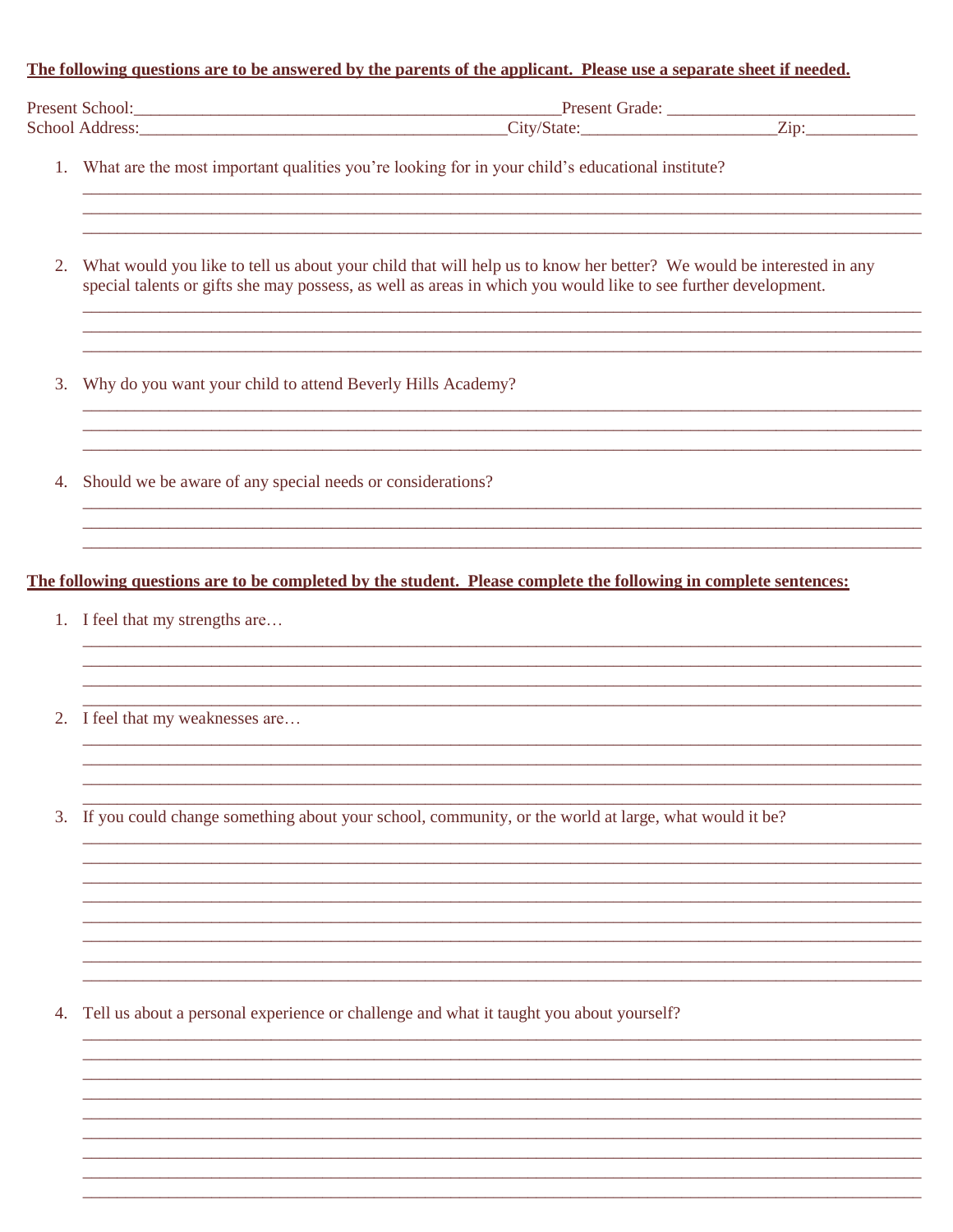**The following questions are to be answered by the parents of the applicant. Please use a separate sheet if needed.**

Present School:___________________________________________________Present Grade: _____________________________
School Address:__________________________________________City/State:______________________Zip:_____________

1. What are the most important qualities you're looking for in your child's educational institute?
_____________________________________________________________________________________________________
_____________________________________________________________________________________________________
_____________________________________________________________________________________________________

2. What would you like to tell us about your child that will help us to know her better? We would be interested in any special talents or gifts she may possess, as well as areas in which you would like to see further development.
_____________________________________________________________________________________________________
_____________________________________________________________________________________________________
_____________________________________________________________________________________________________

3. Why do you want your child to attend Beverly Hills Academy?
_____________________________________________________________________________________________________
_____________________________________________________________________________________________________
_____________________________________________________________________________________________________

4. Should we be aware of any special needs or considerations?
_____________________________________________________________________________________________________
_____________________________________________________________________________________________________
_____________________________________________________________________________________________________

**The following questions are to be completed by the student. Please complete the following in complete sentences:**

1. I feel that my strengths are…
_____________________________________________________________________________________________________
_____________________________________________________________________________________________________
_____________________________________________________________________________________________________
_____________________________________________________________________________________________________

2. I feel that my weaknesses are…
_____________________________________________________________________________________________________
_____________________________________________________________________________________________________
_____________________________________________________________________________________________________
_____________________________________________________________________________________________________

3. If you could change something about your school, community, or the world at large, what would it be?
_____________________________________________________________________________________________________
_____________________________________________________________________________________________________
_____________________________________________________________________________________________________
_____________________________________________________________________________________________________
_____________________________________________________________________________________________________
_____________________________________________________________________________________________________
_____________________________________________________________________________________________________
_____________________________________________________________________________________________________

4. Tell us about a personal experience or challenge and what it taught you about yourself?
_____________________________________________________________________________________________________
_____________________________________________________________________________________________________
_____________________________________________________________________________________________________
_____________________________________________________________________________________________________
_____________________________________________________________________________________________________
_____________________________________________________________________________________________________
_____________________________________________________________________________________________________
_____________________________________________________________________________________________________
_____________________________________________________________________________________________________